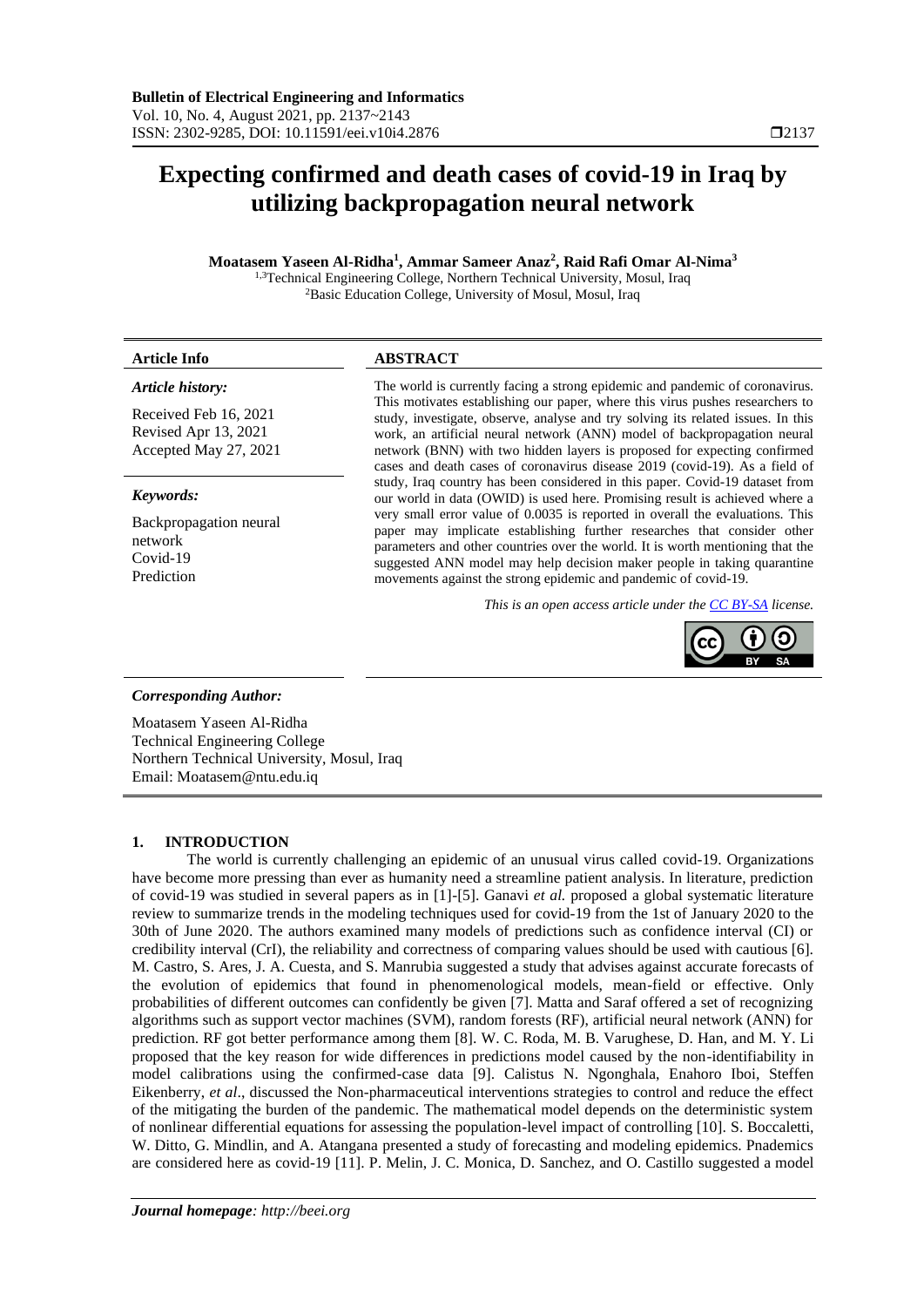# Expecting confirmed and death cases of covid-19 in Iraq by utilizing backpropagation neural network

**Moatasem Yaseen Al-Ridha[1], Ammar Sameer Anaz[2], Raid Rafi Omar Al-Nima[3]**

[1,3]Technical Engineering College, Northern Technical University, Mosul, Iraq
[2]Basic Education College, University of Mosul, Mosul, Iraq

**Article Info**

*Article history:*

Received Feb 16, 2021
Revised Apr 13, 2021
Accepted May 27, 2021

*Keywords:*

Backpropagation neural network
Covid-19
Prediction

**ABSTRACT**

The world is currently facing a strong epidemic and pandemic of coronavirus. This motivates establishing our paper, where this virus pushes researchers to study, investigate, observe, analyse and try solving its related issues. In this work, an artificial neural network (ANN) model of backpropagation neural network (BNN) with two hidden layers is proposed for expecting confirmed cases and death cases of coronavirus disease 2019 (covid-19). As a field of study, Iraq country has been considered in this paper. Covid-19 dataset from our world in data (OWID) is used here. Promising result is achieved where a very small error value of 0.0035 is reported in overall the evaluations. This paper may implicate establishing further researches that consider other parameters and other countries over the world. It is worth mentioning that the suggested ANN model may help decision maker people in taking quarantine movements against the strong epidemic and pandemic of covid-19.

*This is an open access article under the CC BY-SA license.*

***Corresponding Author:***

Moatasem Yaseen Al-Ridha
Technical Engineering College
Northern Technical University, Mosul, Iraq
Email: Moatasem@ntu.edu.iq

## 1. INTRODUCTION

The world is currently challenging an epidemic of an unusual virus called covid-19. Organizations have become more pressing than ever as humanity need a streamline patient analysis. In literature, prediction of covid-19 was studied in several papers as in [1]-[5]. Ganavi *et al.* proposed a global systematic literature review to summarize trends in the modeling techniques used for covid-19 from the 1st of January 2020 to the 30th of June 2020. The authors examined many models of predictions such as confidence interval (CI) or credibility interval (CrI), the reliability and correctness of comparing values should be used with cautious [6]. M. Castro, S. Ares, J. A. Cuesta, and S. Manrubia suggested a study that advises against accurate forecasts of the evolution of epidemics that found in phenomenological models, mean-field or effective. Only probabilities of different outcomes can confidently be given [7]. Matta and Saraf offered a set of recognizing algorithms such as support vector machines (SVM), random forests (RF), artificial neural network (ANN) for prediction. RF got better performance among them [8]. W. C. Roda, M. B. Varughese, D. Han, and M. Y. Li proposed that the key reason for wide differences in predictions model caused by the non-identifiability in model calibrations using the confirmed-case data [9]. Calistus N. Ngonghala, Enahoro Iboi, Steffen Eikenberry, *et al*., discussed the Non-pharmaceutical interventions strategies to control and reduce the effect of the mitigating the burden of the pandemic. The mathematical model depends on the deterministic system of nonlinear differential equations for assessing the population-level impact of controlling [10]. S. Boccaletti, W. Ditto, G. Mindlin, and A. Atangana presented a study of forecasting and modeling epidemics. Pnademics are considered here as covid-19 [11]. P. Melin, J. C. Monica, D. Sanchez, and O. Castillo suggested a model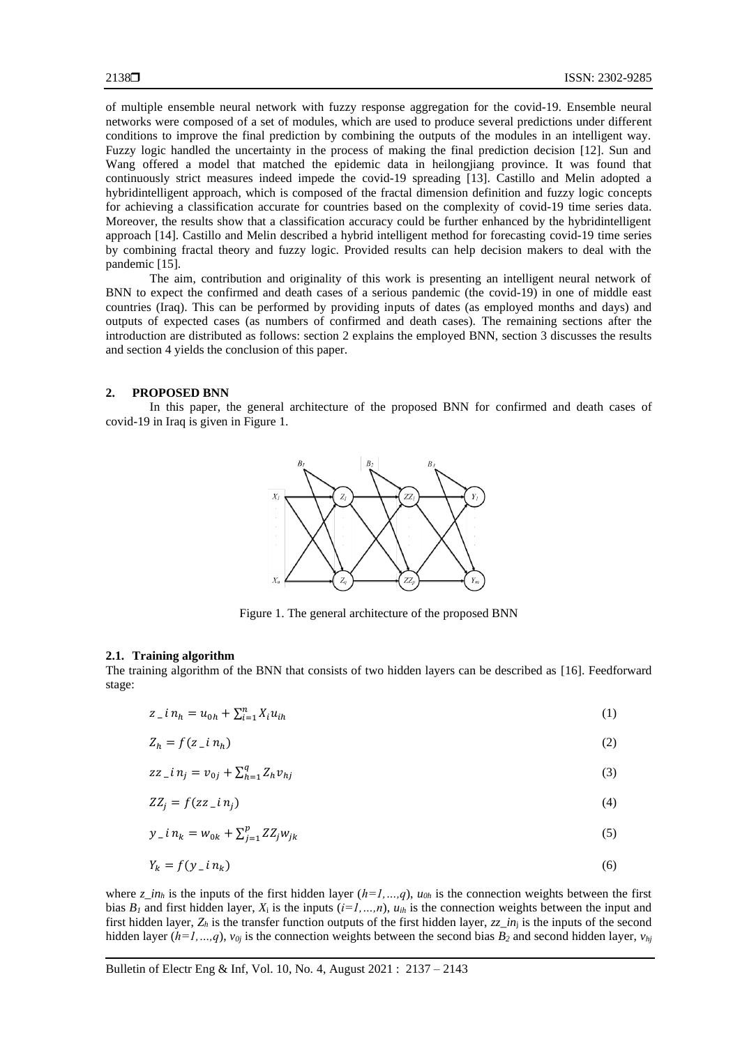of multiple ensemble neural network with fuzzy response aggregation for the covid-19. Ensemble neural networks were composed of a set of modules, which are used to produce several predictions under different conditions to improve the final prediction by combining the outputs of the modules in an intelligent way. Fuzzy logic handled the uncertainty in the process of making the final prediction decision [12]. Sun and Wang offered a model that matched the epidemic data in heilongjiang province. It was found that continuously strict measures indeed impede the covid-19 spreading [13]. Castillo and Melin adopted a hybridintelligent approach, which is composed of the fractal dimension definition and fuzzy logic concepts for achieving a classification accurate for countries based on the complexity of covid-19 time series data. Moreover, the results show that a classification accuracy could be further enhanced by the hybridintelligent approach [14]. Castillo and Melin described a hybrid intelligent method for forecasting covid-19 time series by combining fractal theory and fuzzy logic. Provided results can help decision makers to deal with the pandemic [15].

The aim, contribution and originality of this work is presenting an intelligent neural network of BNN to expect the confirmed and death cases of a serious pandemic (the covid-19) in one of middle east countries (Iraq). This can be performed by providing inputs of dates (as employed months and days) and outputs of expected cases (as numbers of confirmed and death cases). The remaining sections after the introduction are distributed as follows: section 2 explains the employed BNN, section 3 discusses the results and section 4 yields the conclusion of this paper.

## 2. PROPOSED BNN

In this paper, the general architecture of the proposed BNN for confirmed and death cases of covid-19 in Iraq is given in Figure 1.

Figure 1. The general architecture of the proposed BNN

### 2.1. Training algorithm

The training algorithm of the BNN that consists of two hidden layers can be described as [16]. Feedforward stage:

$$z\_in_h = u_{0h} + \sum_{i=1}^{n} X_i u_{ih} \tag{1}$$

$$Z_h = f(z\_in_h) \tag{2}$$

$$zz\_in_j = v_{0j} + \sum_{h=1}^{q} Z_h v_{hj} \tag{3}$$

$$ZZ_j = f(zz\_in_j) \tag{4}$$

$$y\_in_k = w_{0k} + \sum_{j=1}^{p} ZZ_j w_{jk} \tag{5}$$

$$Y_k = f(y\_in_k) \tag{6}$$

where $z\_in_h$ is the inputs of the first hidden layer ($h=1,\dots,q$), $u_{0h}$ is the connection weights between the first bias $B_1$ and first hidden layer, $X_i$ is the inputs ($i=1,\dots,n$), $u_{ih}$ is the connection weights between the input and first hidden layer, $Z_h$ is the transfer function outputs of the first hidden layer, $zz\_in_j$ is the inputs of the second hidden layer ($h=1,\dots,q$), $v_{0j}$ is the connection weights between the second bias $B_2$ and second hidden layer, $v_{hj}$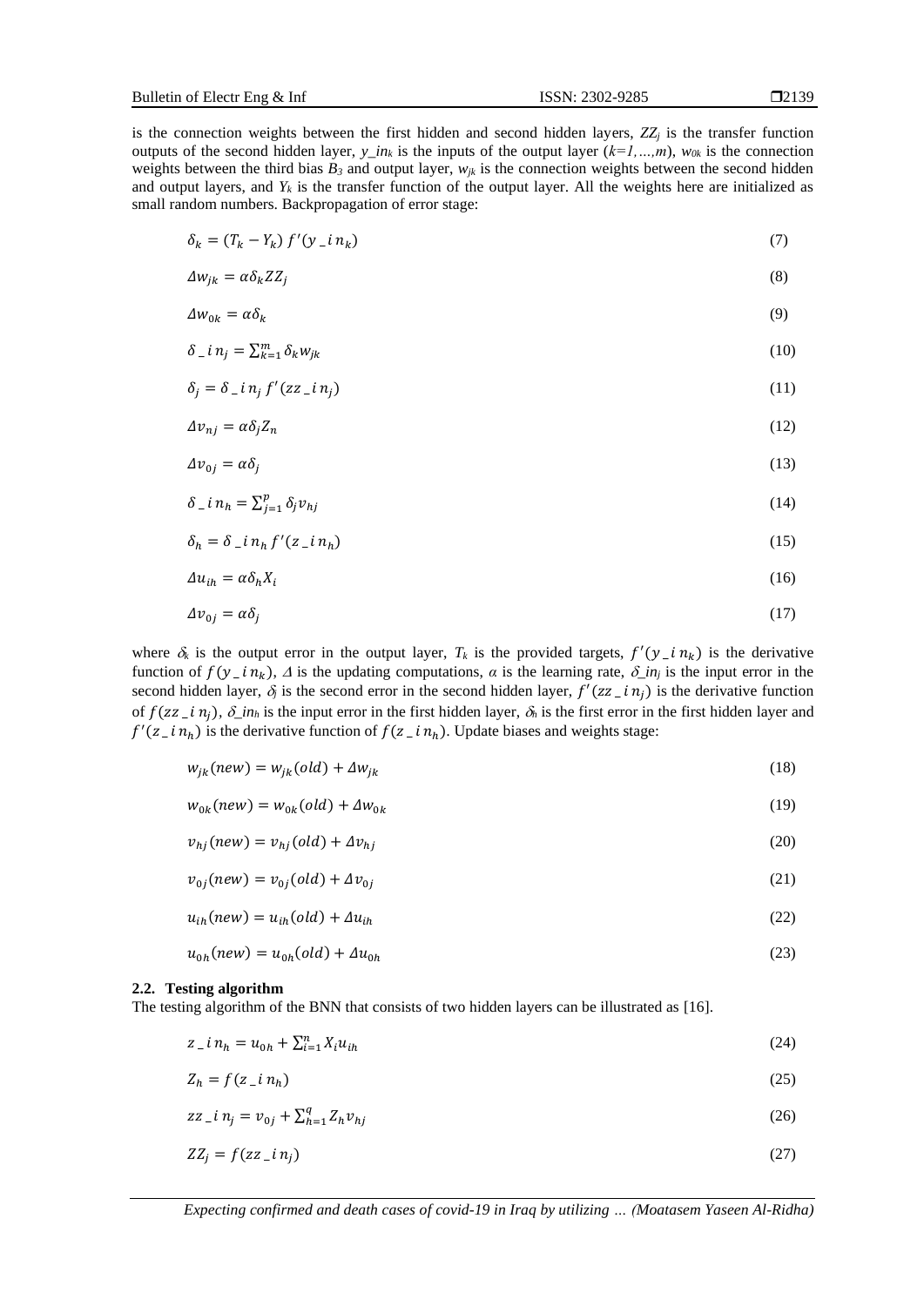is the connection weights between the first hidden and second hidden layers, $ZZ_j$ is the transfer function outputs of the second hidden layer, $y\_in_k$ is the inputs of the output layer ($k=1,\ldots,m$), $w_{0k}$ is the connection weights between the third bias $B_3$ and output layer, $w_{jk}$ is the connection weights between the second hidden and output layers, and $Y_k$ is the transfer function of the output layer. All the weights here are initialized as small random numbers. Backpropagation of error stage:

$$\delta_k = (T_k - Y_k)\, f'(y\_in_k) \tag{7}$$

$$\Delta w_{jk} = \alpha \delta_k ZZ_j \tag{8}$$

$$\Delta w_{0k} = \alpha \delta_k \tag{9}$$

$$\delta\_in_j = \sum_{k=1}^{m} \delta_k w_{jk} \tag{10}$$

$$\delta_j = \delta\_in_j\, f'(zz\_in_j) \tag{11}$$

$$\Delta v_{nj} = \alpha \delta_j Z_n \tag{12}$$

$$\Delta v_{0j} = \alpha \delta_j \tag{13}$$

$$\delta\_in_h = \sum_{j=1}^{p} \delta_j v_{hj} \tag{14}$$

$$\delta_h = \delta\_in_h\, f'(z\_in_h) \tag{15}$$

$$\Delta u_{ih} = \alpha \delta_h X_i \tag{16}$$

$$\Delta v_{0j} = \alpha \delta_j \tag{17}$$

where $\delta_k$ is the output error in the output layer, $T_k$ is the provided targets, $f'(y\_in_k)$ is the derivative function of $f(y\_in_k)$, $\Delta$ is the updating computations, $\alpha$ is the learning rate, $\delta\_in_j$ is the input error in the second hidden layer, $\delta_j$ is the second error in the second hidden layer, $f'(zz\_in_j)$ is the derivative function of $f(zz\_in_j)$, $\delta\_in_h$ is the input error in the first hidden layer, $\delta_h$ is the first error in the first hidden layer and $f'(z\_in_h)$ is the derivative function of $f(z\_in_h)$. Update biases and weights stage:

$$w_{jk}(new) = w_{jk}(old) + \Delta w_{jk} \tag{18}$$

$$w_{0k}(new) = w_{0k}(old) + \Delta w_{0k} \tag{19}$$

$$v_{hj}(new) = v_{hj}(old) + \Delta v_{hj} \tag{20}$$

$$v_{0j}(new) = v_{0j}(old) + \Delta v_{0j} \tag{21}$$

$$u_{ih}(new) = u_{ih}(old) + \Delta u_{ih} \tag{22}$$

$$u_{0h}(new) = u_{0h}(old) + \Delta u_{0h} \tag{23}$$

### 2.2. Testing algorithm

The testing algorithm of the BNN that consists of two hidden layers can be illustrated as [16].

$$z\_in_h = u_{0h} + \sum_{i=1}^{n} X_i u_{ih} \tag{24}$$

$$Z_h = f(z\_in_h) \tag{25}$$

$$zz\_in_j = v_{0j} + \sum_{h=1}^{q} Z_h v_{hj} \tag{26}$$

$$ZZ_j = f(zz\_in_j) \tag{27}$$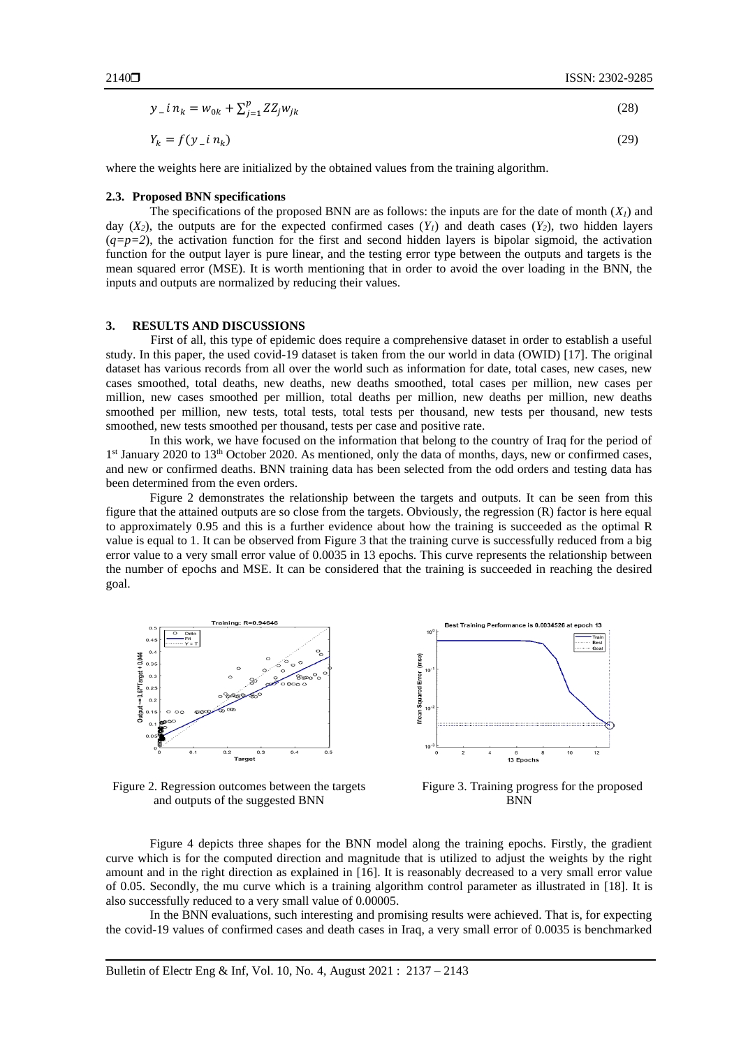$$y\_in_k = w_{0k} + \sum_{j=1}^{p} ZZ_j w_{jk} \tag{28}$$

$$Y_k = f(y\_in_k) \tag{29}$$

where the weights here are initialized by the obtained values from the training algorithm.

### 2.3. Proposed BNN specifications

The specifications of the proposed BNN are as follows: the inputs are for the date of month ($X_1$) and day ($X_2$), the outputs are for the expected confirmed cases ($Y_1$) and death cases ($Y_2$), two hidden layers ($q=p=2$), the activation function for the first and second hidden layers is bipolar sigmoid, the activation function for the output layer is pure linear, and the testing error type between the outputs and targets is the mean squared error (MSE). It is worth mentioning that in order to avoid the over loading in the BNN, the inputs and outputs are normalized by reducing their values.

## 3. RESULTS AND DISCUSSIONS

First of all, this type of epidemic does require a comprehensive dataset in order to establish a useful study. In this paper, the used covid-19 dataset is taken from the our world in data (OWID) [17]. The original dataset has various records from all over the world such as information for date, total cases, new cases, new cases smoothed, total deaths, new deaths, new deaths smoothed, total cases per million, new cases per million, new cases smoothed per million, total deaths per million, new deaths per million, new deaths smoothed per million, new tests, total tests, total tests per thousand, new tests per thousand, new tests smoothed, new tests smoothed per thousand, tests per case and positive rate.

In this work, we have focused on the information that belong to the country of Iraq for the period of 1st January 2020 to 13th October 2020. As mentioned, only the data of months, days, new or confirmed cases, and new or confirmed deaths. BNN training data has been selected from the odd orders and testing data has been determined from the even orders.

Figure 2 demonstrates the relationship between the targets and outputs. It can be seen from this figure that the attained outputs are so close from the targets. Obviously, the regression (R) factor is here equal to approximately 0.95 and this is a further evidence about how the training is succeeded as the optimal R value is equal to 1. It can be observed from Figure 3 that the training curve is successfully reduced from a big error value to a very small error value of 0.0035 in 13 epochs. This curve represents the relationship between the number of epochs and MSE. It can be considered that the training is succeeded in reaching the desired goal.

Figure 2. Regression outcomes between the targets and outputs of the suggested BNN

Figure 3. Training progress for the proposed BNN

Figure 4 depicts three shapes for the BNN model along the training epochs. Firstly, the gradient curve which is for the computed direction and magnitude that is utilized to adjust the weights by the right amount and in the right direction as explained in [16]. It is reasonably decreased to a very small error value of 0.05. Secondly, the mu curve which is a training algorithm control parameter as illustrated in [18]. It is also successfully reduced to a very small value of 0.00005.

In the BNN evaluations, such interesting and promising results were achieved. That is, for expecting the covid-19 values of confirmed cases and death cases in Iraq, a very small error of 0.0035 is benchmarked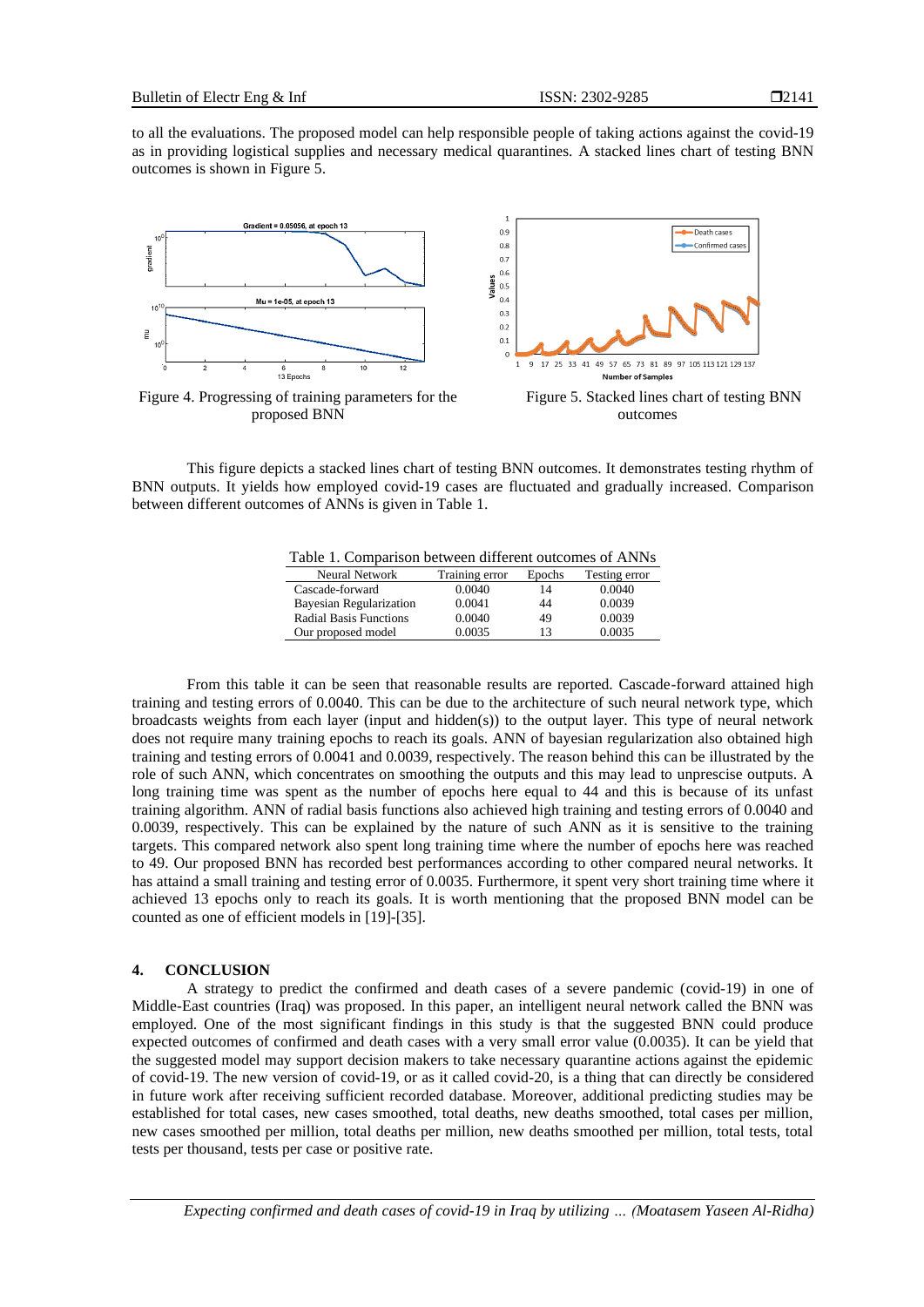to all the evaluations. The proposed model can help responsible people of taking actions against the covid-19 as in providing logistical supplies and necessary medical quarantines. A stacked lines chart of testing BNN outcomes is shown in Figure 5.

Figure 4. Progressing of training parameters for the proposed BNN

Figure 5. Stacked lines chart of testing BNN outcomes

This figure depicts a stacked lines chart of testing BNN outcomes. It demonstrates testing rhythm of BNN outputs. It yields how employed covid-19 cases are fluctuated and gradually increased. Comparison between different outcomes of ANNs is given in Table 1.

Table 1. Comparison between different outcomes of ANNs

| Neural Network | Training error | Epochs | Testing error |
|---|---|---|---|
| Cascade-forward | 0.0040 | 14 | 0.0040 |
| Bayesian Regularization | 0.0041 | 44 | 0.0039 |
| Radial Basis Functions | 0.0040 | 49 | 0.0039 |
| Our proposed model | 0.0035 | 13 | 0.0035 |

From this table it can be seen that reasonable results are reported. Cascade-forward attained high training and testing errors of 0.0040. This can be due to the architecture of such neural network type, which broadcasts weights from each layer (input and hidden(s)) to the output layer. This type of neural network does not require many training epochs to reach its goals. ANN of bayesian regularization also obtained high training and testing errors of 0.0041 and 0.0039, respectively. The reason behind this can be illustrated by the role of such ANN, which concentrates on smoothing the outputs and this may lead to unprescise outputs. A long training time was spent as the number of epochs here equal to 44 and this is because of its unfast training algorithm. ANN of radial basis functions also achieved high training and testing errors of 0.0040 and 0.0039, respectively. This can be explained by the nature of such ANN as it is sensitive to the training targets. This compared network also spent long training time where the number of epochs here was reached to 49. Our proposed BNN has recorded best performances according to other compared neural networks. It has attaind a small training and testing error of 0.0035. Furthermore, it spent very short training time where it achieved 13 epochs only to reach its goals. It is worth mentioning that the proposed BNN model can be counted as one of efficient models in [19]-[35].

## 4. CONCLUSION

A strategy to predict the confirmed and death cases of a severe pandemic (covid-19) in one of Middle-East countries (Iraq) was proposed. In this paper, an intelligent neural network called the BNN was employed. One of the most significant findings in this study is that the suggested BNN could produce expected outcomes of confirmed and death cases with a very small error value (0.0035). It can be yield that the suggested model may support decision makers to take necessary quarantine actions against the epidemic of covid-19. The new version of covid-19, or as it called covid-20, is a thing that can directly be considered in future work after receiving sufficient recorded database. Moreover, additional predicting studies may be established for total cases, new cases smoothed, total deaths, new deaths smoothed, total cases per million, new cases smoothed per million, total deaths per million, new deaths smoothed per million, total tests, total tests per thousand, tests per case or positive rate.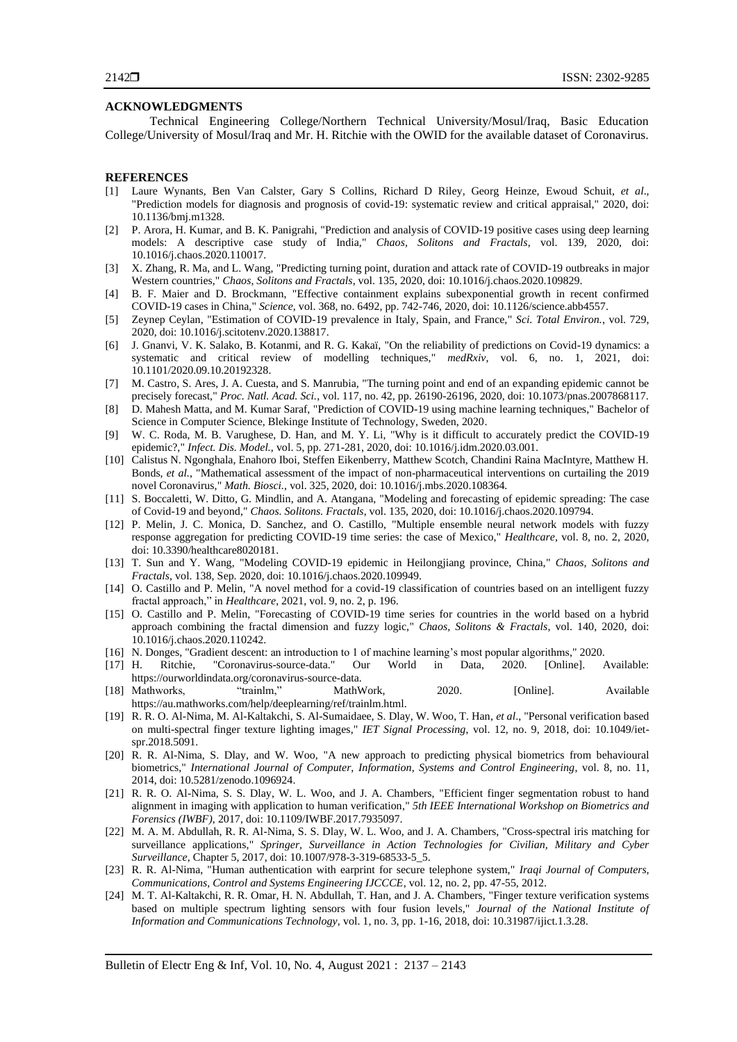**ACKNOWLEDGMENTS**

Technical Engineering College/Northern Technical University/Mosul/Iraq, Basic Education College/University of Mosul/Iraq and Mr. H. Ritchie with the OWID for the available dataset of Coronavirus.

**REFERENCES**

[1] Laure Wynants, Ben Van Calster, Gary S Collins, Richard D Riley, Georg Heinze, Ewoud Schuit, *et al*., "Prediction models for diagnosis and prognosis of covid-19: systematic review and critical appraisal," 2020, doi: 10.1136/bmj.m1328.

[2] P. Arora, H. Kumar, and B. K. Panigrahi, "Prediction and analysis of COVID-19 positive cases using deep learning models: A descriptive case study of India," *Chaos, Solitons and Fractals*, vol. 139, 2020, doi: 10.1016/j.chaos.2020.110017.

[3] X. Zhang, R. Ma, and L. Wang, "Predicting turning point, duration and attack rate of COVID-19 outbreaks in major Western countries," *Chaos, Solitons and Fractals*, vol. 135, 2020, doi: 10.1016/j.chaos.2020.109829.

[4] B. F. Maier and D. Brockmann, "Effective containment explains subexponential growth in recent confirmed COVID-19 cases in China," *Science*, vol. 368, no. 6492, pp. 742-746, 2020, doi: 10.1126/science.abb4557.

[5] Zeynep Ceylan, "Estimation of COVID-19 prevalence in Italy, Spain, and France," *Sci. Total Environ.*, vol. 729, 2020, doi: 10.1016/j.scitotenv.2020.138817.

[6] J. Gnanvi, V. K. Salako, B. Kotanmi, and R. G. Kakaï, "On the reliability of predictions on Covid-19 dynamics: a systematic and critical review of modelling techniques," *medRxiv*, vol. 6, no. 1, 2021, doi: 10.1101/2020.09.10.20192328.

[7] M. Castro, S. Ares, J. A. Cuesta, and S. Manrubia, "The turning point and end of an expanding epidemic cannot be precisely forecast," *Proc. Natl. Acad. Sci.*, vol. 117, no. 42, pp. 26190-26196, 2020, doi: 10.1073/pnas.2007868117.

[8] D. Mahesh Matta, and M. Kumar Saraf, "Prediction of COVID-19 using machine learning techniques," Bachelor of Science in Computer Science, Blekinge Institute of Technology, Sweden, 2020.

[9] W. C. Roda, M. B. Varughese, D. Han, and M. Y. Li, "Why is it difficult to accurately predict the COVID-19 epidemic?," *Infect. Dis. Model.*, vol. 5, pp. 271-281, 2020, doi: 10.1016/j.idm.2020.03.001.

[10] Calistus N. Ngonghala, Enahoro Iboi, Steffen Eikenberry, Matthew Scotch, Chandini Raina MacIntyre, Matthew H. Bonds, *et al.*, "Mathematical assessment of the impact of non-pharmaceutical interventions on curtailing the 2019 novel Coronavirus," *Math. Biosci.*, vol. 325, 2020, doi: 10.1016/j.mbs.2020.108364.

[11] S. Boccaletti, W. Ditto, G. Mindlin, and A. Atangana, "Modeling and forecasting of epidemic spreading: The case of Covid-19 and beyond," *Chaos. Solitons. Fractals*, vol. 135, 2020, doi: 10.1016/j.chaos.2020.109794.

[12] P. Melin, J. C. Monica, D. Sanchez, and O. Castillo, "Multiple ensemble neural network models with fuzzy response aggregation for predicting COVID-19 time series: the case of Mexico," *Healthcare*, vol. 8, no. 2, 2020, doi: 10.3390/healthcare8020181.

[13] T. Sun and Y. Wang, "Modeling COVID-19 epidemic in Heilongjiang province, China," *Chaos, Solitons and Fractals*, vol. 138, Sep. 2020, doi: 10.1016/j.chaos.2020.109949.

[14] O. Castillo and P. Melin, "A novel method for a covid-19 classification of countries based on an intelligent fuzzy fractal approach," in *Healthcare*, 2021, vol. 9, no. 2, p. 196.

[15] O. Castillo and P. Melin, "Forecasting of COVID-19 time series for countries in the world based on a hybrid approach combining the fractal dimension and fuzzy logic," *Chaos, Solitons & Fractals*, vol. 140, 2020, doi: 10.1016/j.chaos.2020.110242.

[16] N. Donges, "Gradient descent: an introduction to 1 of machine learning's most popular algorithms," 2020.

[17] H. Ritchie, "Coronavirus-source-data." Our World in Data, 2020. [Online]. Available: https://ourworldindata.org/coronavirus-source-data.

[18] Mathworks, "trainlm," MathWork, 2020. [Online]. Available https://au.mathworks.com/help/deeplearning/ref/trainlm.html.

[19] R. R. O. Al-Nima, M. Al-Kaltakchi, S. Al-Sumaidaee, S. Dlay, W. Woo, T. Han, *et al*., "Personal verification based on multi-spectral finger texture lighting images," *IET Signal Processing*, vol. 12, no. 9, 2018, doi: 10.1049/iet-spr.2018.5091.

[20] R. R. Al-Nima, S. Dlay, and W. Woo, "A new approach to predicting physical biometrics from behavioural biometrics," *International Journal of Computer, Information, Systems and Control Engineering*, vol. 8, no. 11, 2014, doi: 10.5281/zenodo.1096924.

[21] R. R. O. Al-Nima, S. S. Dlay, W. L. Woo, and J. A. Chambers, "Efficient finger segmentation robust to hand alignment in imaging with application to human verification," *5th IEEE International Workshop on Biometrics and Forensics (IWBF)*, 2017, doi: 10.1109/IWBF.2017.7935097.

[22] M. A. M. Abdullah, R. R. Al-Nima, S. S. Dlay, W. L. Woo, and J. A. Chambers, "Cross-spectral iris matching for surveillance applications," *Springer, Surveillance in Action Technologies for Civilian, Military and Cyber Surveillance*, Chapter 5, 2017, doi: 10.1007/978-3-319-68533-5_5.

[23] R. R. Al-Nima, "Human authentication with earprint for secure telephone system," *Iraqi Journal of Computers, Communications, Control and Systems Engineering IJCCCE*, vol. 12, no. 2, pp. 47-55, 2012.

[24] M. T. Al-Kaltakchi, R. R. Omar, H. N. Abdullah, T. Han, and J. A. Chambers, "Finger texture verification systems based on multiple spectrum lighting sensors with four fusion levels," *Journal of the National Institute of Information and Communications Technology*, vol. 1, no. 3, pp. 1-16, 2018, doi: 10.31987/ijict.1.3.28.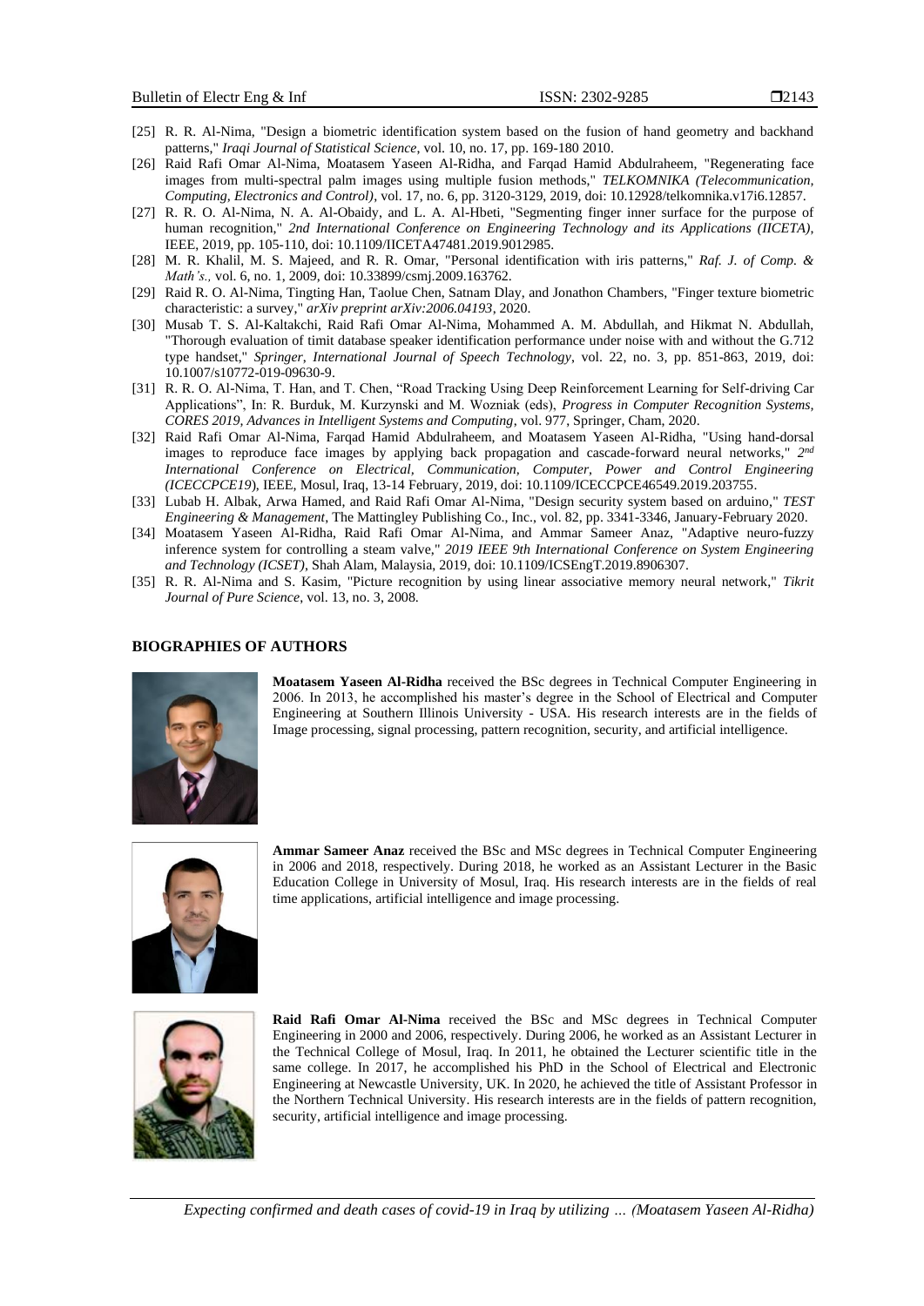[25] R. R. Al-Nima, "Design a biometric identification system based on the fusion of hand geometry and backhand patterns," *Iraqi Journal of Statistical Science*, vol. 10, no. 17, pp. 169-180 2010.

[26] Raid Rafi Omar Al-Nima, Moatasem Yaseen Al-Ridha, and Farqad Hamid Abdulraheem, "Regenerating face images from multi-spectral palm images using multiple fusion methods," *TELKOMNIKA (Telecommunication, Computing, Electronics and Control)*, vol. 17, no. 6, pp. 3120-3129, 2019, doi: 10.12928/telkomnika.v17i6.12857.

[27] R. R. O. Al-Nima, N. A. Al-Obaidy, and L. A. Al-Hbeti, "Segmenting finger inner surface for the purpose of human recognition," *2nd International Conference on Engineering Technology and its Applications (IICETA)*, IEEE, 2019, pp. 105-110, doi: 10.1109/IICETA47481.2019.9012985.

[28] M. R. Khalil, M. S. Majeed, and R. R. Omar, "Personal identification with iris patterns," *Raf. J. of Comp. & Math's.,* vol. 6, no. 1, 2009, doi: 10.33899/csmj.2009.163762.

[29] Raid R. O. Al-Nima, Tingting Han, Taolue Chen, Satnam Dlay, and Jonathon Chambers, "Finger texture biometric characteristic: a survey," *arXiv preprint arXiv:2006.04193*, 2020.

[30] Musab T. S. Al-Kaltakchi, Raid Rafi Omar Al-Nima, Mohammed A. M. Abdullah, and Hikmat N. Abdullah, "Thorough evaluation of timit database speaker identification performance under noise with and without the G.712 type handset," *Springer, International Journal of Speech Technology*, vol. 22, no. 3, pp. 851-863, 2019, doi: 10.1007/s10772-019-09630-9.

[31] R. R. O. Al-Nima, T. Han, and T. Chen, "Road Tracking Using Deep Reinforcement Learning for Self-driving Car Applications", In: R. Burduk, M. Kurzynski and M. Wozniak (eds), *Progress in Computer Recognition Systems, CORES 2019, Advances in Intelligent Systems and Computing*, vol. 977, Springer, Cham, 2020.

[32] Raid Rafi Omar Al-Nima, Farqad Hamid Abdulraheem, and Moatasem Yaseen Al-Ridha, "Using hand-dorsal images to reproduce face images by applying back propagation and cascade-forward neural networks," *2nd International Conference on Electrical, Communication, Computer, Power and Control Engineering (ICECCPCE19*), IEEE, Mosul, Iraq, 13-14 February, 2019, doi: 10.1109/ICECCPCE46549.2019.203755.

[33] Lubab H. Albak, Arwa Hamed, and Raid Rafi Omar Al-Nima, "Design security system based on arduino," *TEST Engineering & Management*, The Mattingley Publishing Co., Inc., vol. 82, pp. 3341-3346, January-February 2020.

[34] Moatasem Yaseen Al-Ridha, Raid Rafi Omar Al-Nima, and Ammar Sameer Anaz, "Adaptive neuro-fuzzy inference system for controlling a steam valve," *2019 IEEE 9th International Conference on System Engineering and Technology (ICSET)*, Shah Alam, Malaysia, 2019, doi: 10.1109/ICSEngT.2019.8906307.

[35] R. R. Al-Nima and S. Kasim, "Picture recognition by using linear associative memory neural network," *Tikrit Journal of Pure Science*, vol. 13, no. 3, 2008.

## BIOGRAPHIES OF AUTHORS

**Moatasem Yaseen Al-Ridha** received the BSc degrees in Technical Computer Engineering in 2006. In 2013, he accomplished his master's degree in the School of Electrical and Computer Engineering at Southern Illinois University - USA. His research interests are in the fields of Image processing, signal processing, pattern recognition, security, and artificial intelligence.

**Ammar Sameer Anaz** received the BSc and MSc degrees in Technical Computer Engineering in 2006 and 2018, respectively. During 2018, he worked as an Assistant Lecturer in the Basic Education College in University of Mosul, Iraq. His research interests are in the fields of real time applications, artificial intelligence and image processing.

**Raid Rafi Omar Al-Nima** received the BSc and MSc degrees in Technical Computer Engineering in 2000 and 2006, respectively. During 2006, he worked as an Assistant Lecturer in the Technical College of Mosul, Iraq. In 2011, he obtained the Lecturer scientific title in the same college. In 2017, he accomplished his PhD in the School of Electrical and Electronic Engineering at Newcastle University, UK. In 2020, he achieved the title of Assistant Professor in the Northern Technical University. His research interests are in the fields of pattern recognition, security, artificial intelligence and image processing.